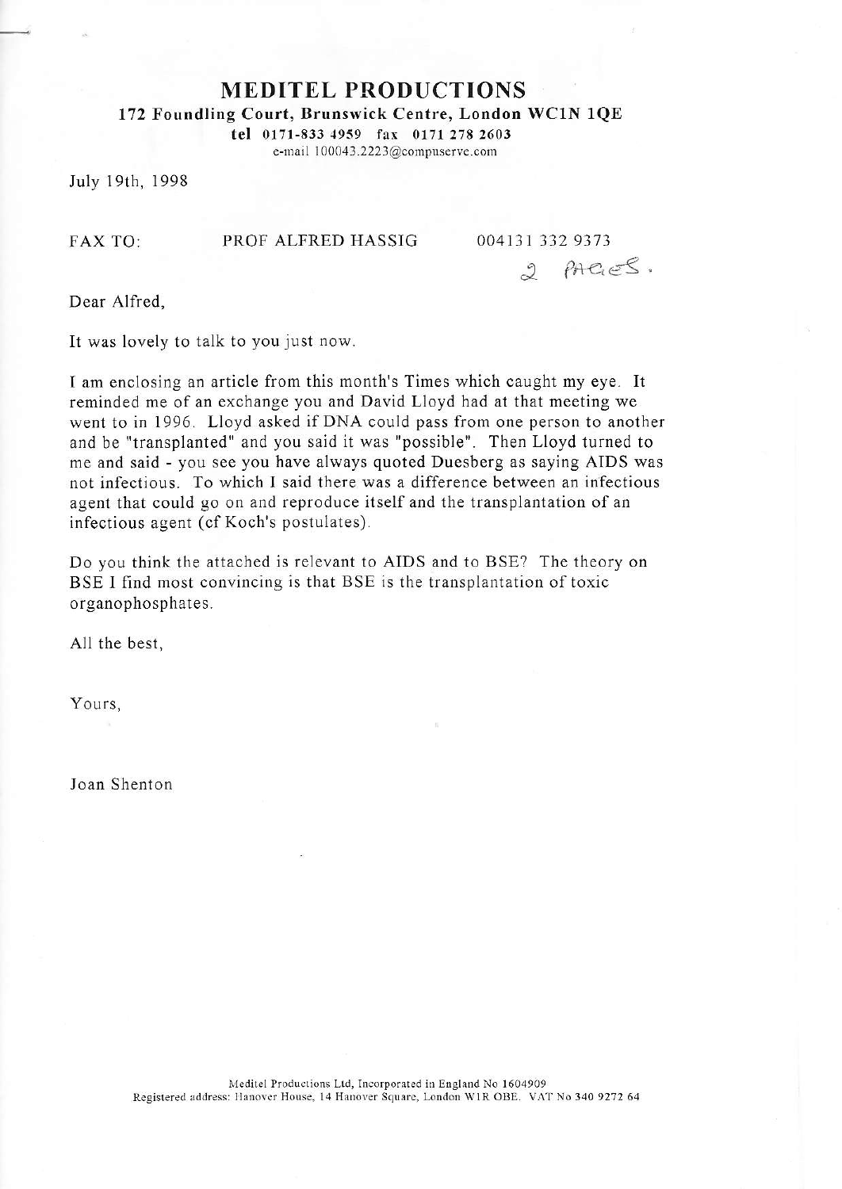# MEDITEL PRODUCTIONS

**172 Foundling Court, Brunswick Centre, London WC1N 1QE**

**tel** 0171-833 4959 fax 0171 278 2603

e-mail 100043.2223@compuserve.com

July 19th, 1998

FAX TO: PROF ALFRED HASSIG 004131 332 9373

2 PAGES.

Dear Alfred,

It was lovely to talk to you just now.

I am enclosing an article from this month's Times which caught my eye. It reminded me of an exchange you and David Lloyd had at that meeting we went to in 1996. Lloyd asked if DNA could pass from one person to another and be "transplanted" and you said it was "possible". Then Lloyd turned to me and said - you see you have always quoted Duesberg as saying AIDS was not infectious. To which I said there was a difference between an infectious agent that could go on and reproduce itself and the transplantation of an infectious agent (cf Koch's postulates).

Do you think the attached is relevant to AIDS and to BSE? The theory on BSE I find most convincing is that BSE is the transplantation of toxic organophosphates.

All the best,

Yours,

Joan Shenton

Meditel Productions Ltd, Incorporated in England No 1604909
Registered address: Hanover House, 14 Hanover Square, London W1R OBE. VAT No 340 9272 64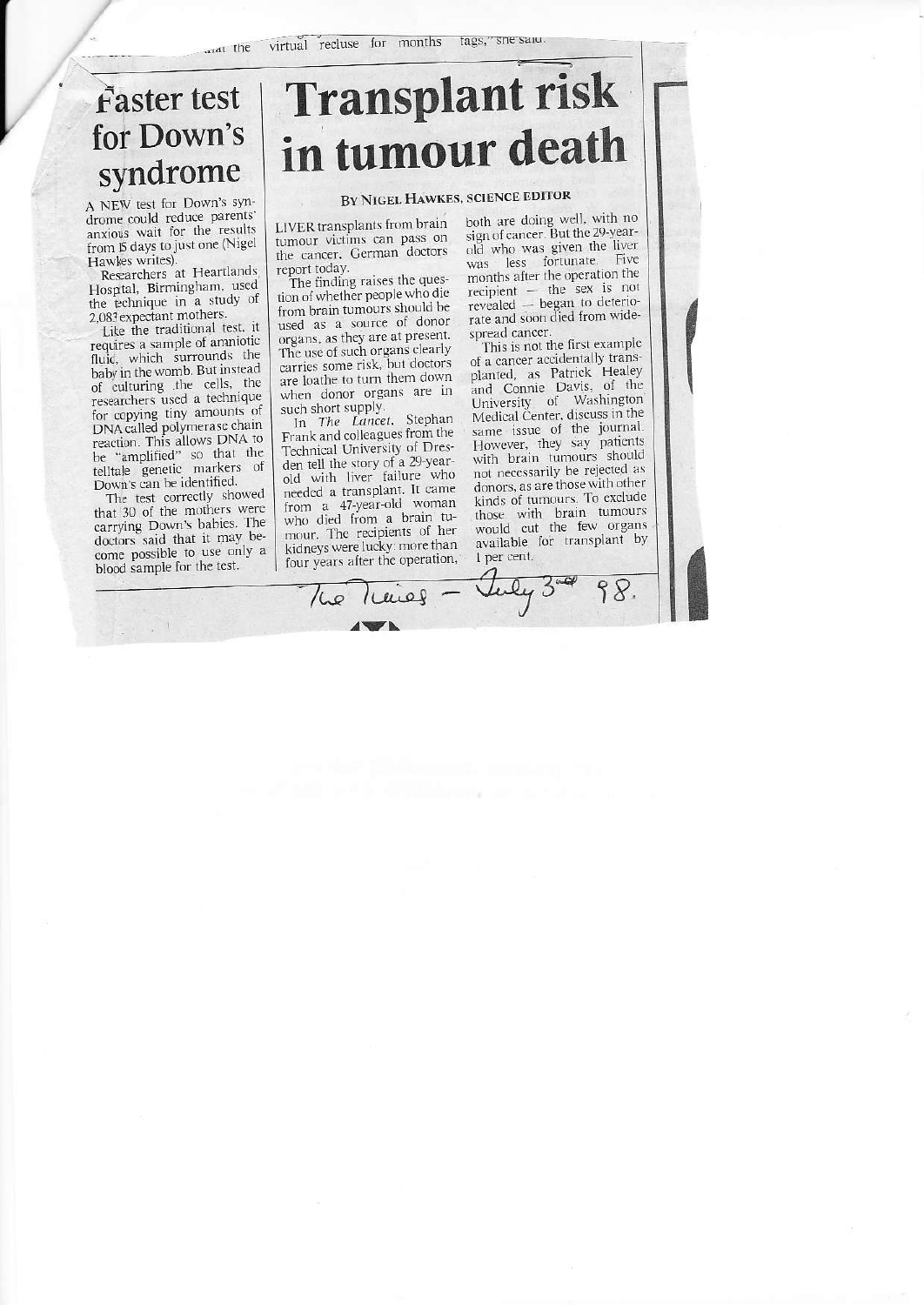# Faster test for Down's syndrome

A NEW test for Down's syndrome could reduce parents' anxious wait for the results from 15 days to just one (Nigel Hawkes writes).

Researchers at Heartlands Hospital, Birmingham, used the technique in a study of 2,083 expectant mothers.

Like the traditional test, it requires a sample of amniotic fluid, which surrounds the baby in the womb. But instead of culturing the cells, the researchers used a technique for copying tiny amounts of DNA called polymerase chain reaction. This allows DNA to be "amplified" so that the telltale genetic markers of Down's can be identified.

The test correctly showed that 30 of the mothers were carrying Down's babies. The doctors said that it may become possible to use only a blood sample for the test.

# Transplant risk in tumour death

**BY NIGEL HAWKES, SCIENCE EDITOR**

LIVER transplants from brain tumour victims can pass on the cancer, German doctors report today.

The finding raises the question of whether people who die from brain tumours should be used as a source of donor organs, as they are at present. The use of such organs clearly carries some risk, but doctors are loathe to turn them down when donor organs are in such short supply.

In *The Lancet*, Stephan Frank and colleagues from the Technical University of Dresden tell the story of a 29-year-old with liver failure who needed a transplant. It came from a 47-year-old woman who died from a brain tumour. The recipients of her kidneys were lucky: more than four years after the operation, both are doing well, with no sign of cancer. But the 29-year-old who was given the liver was less fortunate. Five months after the operation the recipient — the sex is not revealed — began to deteriorate and soon died from widespread cancer.

This is not the first example of a cancer accidentally transplanted, as Patrick Healey and Connie Davis, of the University of Washington Medical Center, discuss in the same issue of the journal. However, they say patients with brain tumours should not necessarily be rejected as donors, as are those with other kinds of tumours. To exclude those with brain tumours would cut the few organs available for transplant by 1 per cent.

The Times — July 3rd 98.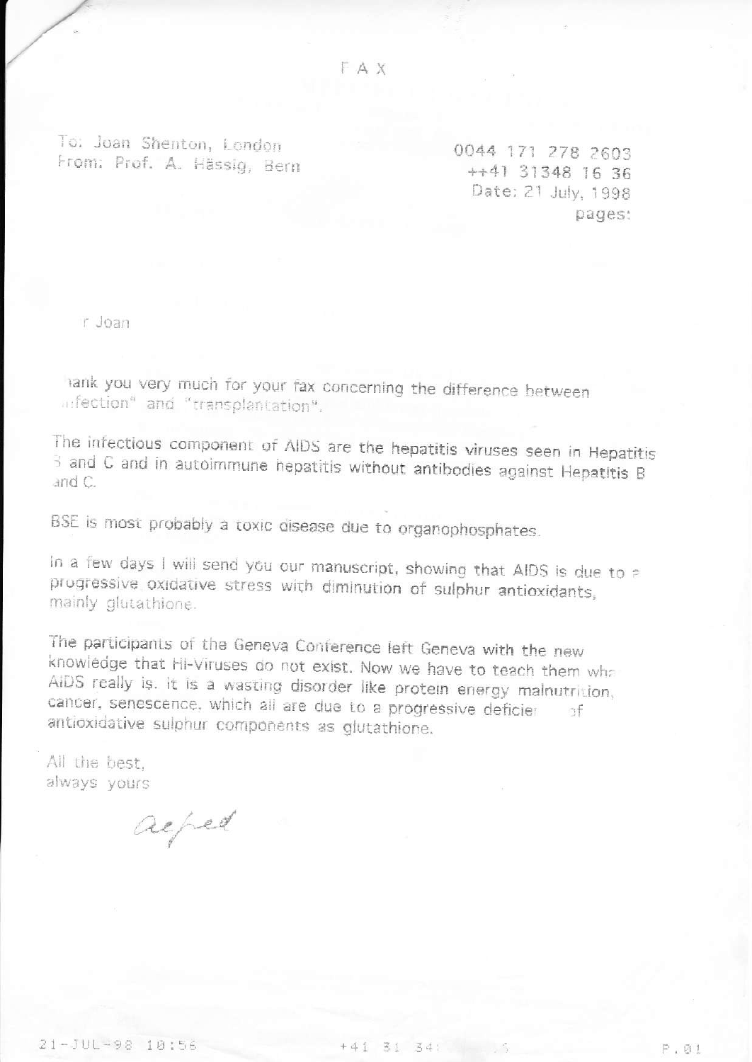FAX

To: Joan Shenton, London
From: Prof. A. Hässig, Bern

0044 171 278 2603
++41 31348 16 36
Date: 21 July, 1998
pages:

r Joan

hank you very much for your fax concerning the difference between "infection" and "transplantation".

The infectious component of AIDS are the hepatitis viruses seen in Hepatitis B and C and in autoimmune hepatitis without antibodies against Hepatitis B and C.

BSE is most probably a toxic disease due to organophosphates.

In a few days I will send you our manuscript, showing that AIDS is due to a progressive oxidative stress with diminution of sulphur antioxidants, mainly glutathione.

The participants of the Geneva Conference left Geneva with the new knowledge that Hi-Viruses do not exist. Now we have to teach them wha AIDS really is. It is a wasting disorder like protein energy malnutrition, cancer, senescence, which all are due to a progressive deficie of antioxidative sulphur components as glutathione.

All the best,
always yours

Alfred

21-JUL-98 10:56 +41 31 34 P.01